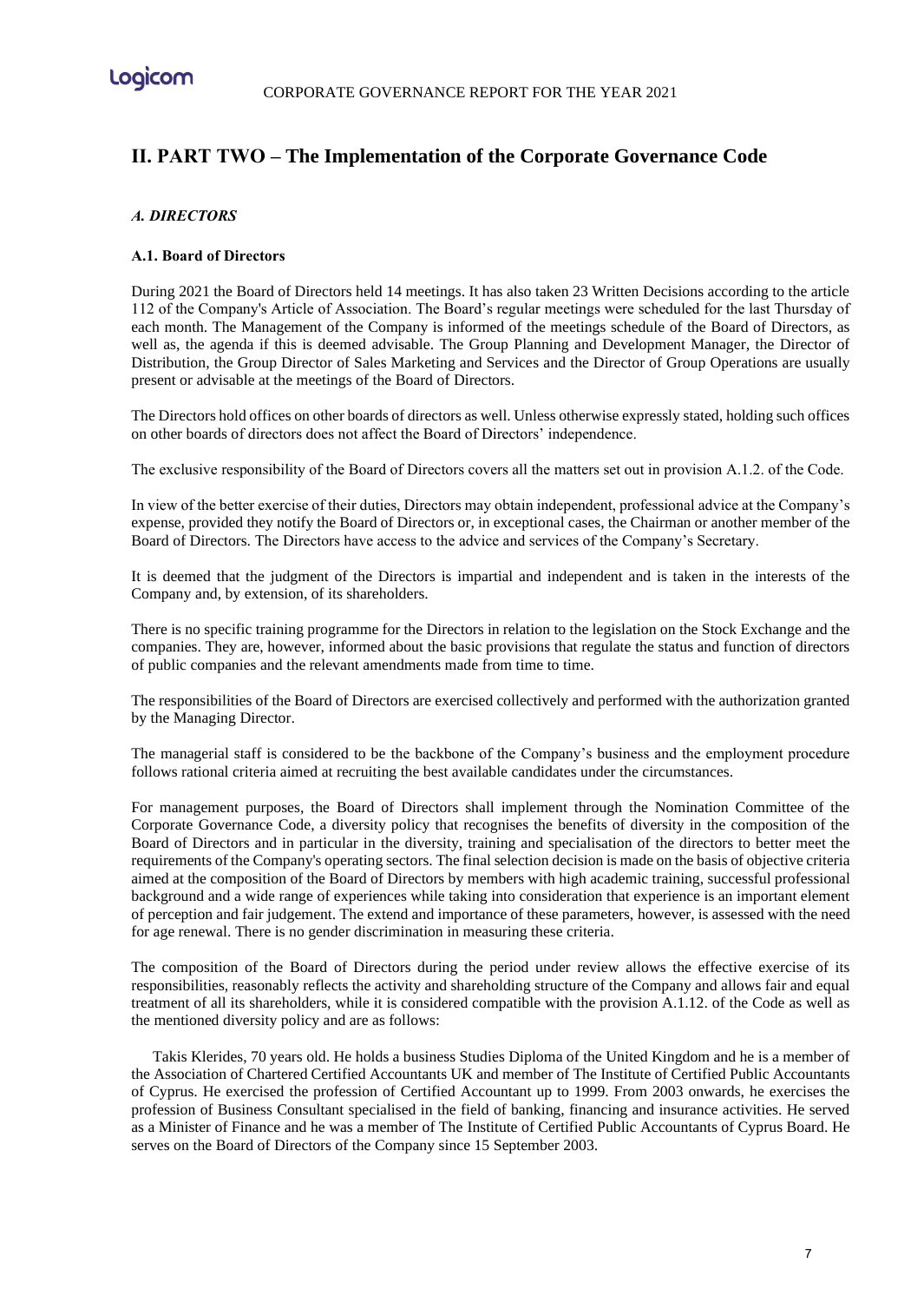## II. PART TWO – The Implementation of the Corporate Governance Code

### *A. DIRECTORS*

#### A.1. Board of Directors

During 2021 the Board of Directors held 14 meetings. It has also taken 23 Written Decisions according to the article 112 of the Company's Article of Association. The Board's regular meetings were scheduled for the last Thursday of each month. The Management of the Company is informed of the meetings schedule of the Board of Directors, as well as, the agenda if this is deemed advisable. The Group Planning and Development Manager, the Director of Distribution, the Group Director of Sales Marketing and Services and the Director of Group Operations are usually present or advisable at the meetings of the Board of Directors.

The Directors hold offices on other boards of directors as well. Unless otherwise expressly stated, holding such offices on other boards of directors does not affect the Board of Directors' independence.

The exclusive responsibility of the Board of Directors covers all the matters set out in provision A.1.2. of the Code.

In view of the better exercise of their duties, Directors may obtain independent, professional advice at the Company's expense, provided they notify the Board of Directors or, in exceptional cases, the Chairman or another member of the Board of Directors. The Directors have access to the advice and services of the Company's Secretary.

It is deemed that the judgment of the Directors is impartial and independent and is taken in the interests of the Company and, by extension, of its shareholders.

There is no specific training programme for the Directors in relation to the legislation on the Stock Exchange and the companies. They are, however, informed about the basic provisions that regulate the status and function of directors of public companies and the relevant amendments made from time to time.

The responsibilities of the Board of Directors are exercised collectively and performed with the authorization granted by the Managing Director.

The managerial staff is considered to be the backbone of the Company's business and the employment procedure follows rational criteria aimed at recruiting the best available candidates under the circumstances.

For management purposes, the Board of Directors shall implement through the Nomination Committee of the Corporate Governance Code, a diversity policy that recognises the benefits of diversity in the composition of the Board of Directors and in particular in the diversity, training and specialisation of the directors to better meet the requirements of the Company's operating sectors. The final selection decision is made on the basis of objective criteria aimed at the composition of the Board of Directors by members with high academic training, successful professional background and a wide range of experiences while taking into consideration that experience is an important element of perception and fair judgement. The extend and importance of these parameters, however, is assessed with the need for age renewal. There is no gender discrimination in measuring these criteria.

The composition of the Board of Directors during the period under review allows the effective exercise of its responsibilities, reasonably reflects the activity and shareholding structure of the Company and allows fair and equal treatment of all its shareholders, while it is considered compatible with the provision A.1.12. of the Code as well as the mentioned diversity policy and are as follows:

Takis Klerides, 70 years old. He holds a business Studies Diploma of the United Kingdom and he is a member of the Association of Chartered Certified Accountants UK and member of The Institute of Certified Public Accountants of Cyprus. He exercised the profession of Certified Accountant up to 1999. From 2003 onwards, he exercises the profession of Business Consultant specialised in the field of banking, financing and insurance activities. He served as a Minister of Finance and he was a member of The Institute of Certified Public Accountants of Cyprus Board. He serves on the Board of Directors of the Company since 15 September 2003.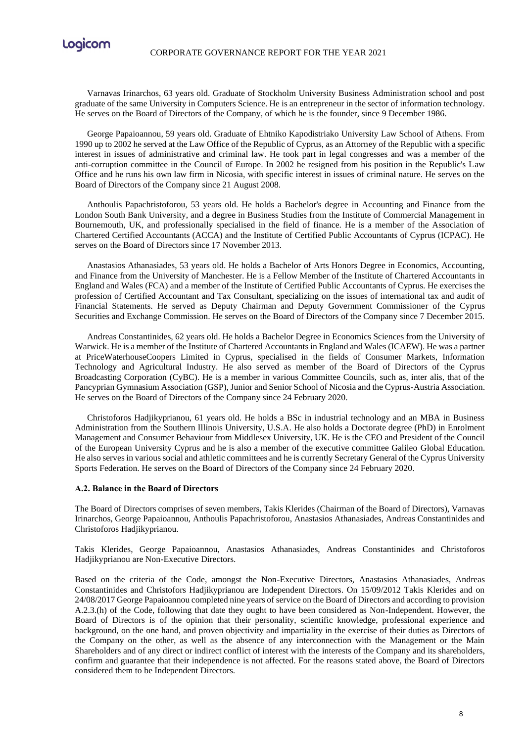Varnavas Irinarchos, 63 years old. Graduate of Stockholm University Business Administration school and post graduate of the same University in Computers Science. He is an entrepreneur in the sector of information technology. He serves on the Board of Directors of the Company, of which he is the founder, since 9 December 1986.

George Papaioannou, 59 years old. Graduate of Ehtniko Kapodistriako University Law School of Athens. From 1990 up to 2002 he served at the Law Office of the Republic of Cyprus, as an Attorney of the Republic with a specific interest in issues of administrative and criminal law. He took part in legal congresses and was a member of the anti-corruption committee in the Council of Europe. In 2002 he resigned from his position in the Republic's Law Office and he runs his own law firm in Nicosia, with specific interest in issues of criminal nature. He serves on the Board of Directors of the Company since 21 August 2008.

Anthoulis Papachristoforou, 53 years old. He holds a Bachelor's degree in Accounting and Finance from the London South Bank University, and a degree in Business Studies from the Institute of Commercial Management in Bournemouth, UK, and professionally specialised in the field of finance. He is a member of the Association of Chartered Certified Accountants (ACCA) and the Institute of Certified Public Accountants of Cyprus (ICPAC). He serves on the Board of Directors since 17 November 2013.

Anastasios Athanasiades, 53 years old. He holds a Bachelor of Arts Honors Degree in Economics, Accounting, and Finance from the University of Manchester. He is a Fellow Member of the Institute of Chartered Accountants in England and Wales (FCA) and a member of the Institute of Certified Public Accountants of Cyprus. He exercises the profession of Certified Accountant and Tax Consultant, specializing on the issues of international tax and audit of Financial Statements. He served as Deputy Chairman and Deputy Government Commissioner of the Cyprus Securities and Exchange Commission. He serves on the Board of Directors of the Company since 7 December 2015.

Andreas Constantinides, 62 years old. He holds a Bachelor Degree in Economics Sciences from the University of Warwick. He is a member of the Institute of Chartered Accountants in England and Wales (ICAEW). He was a partner at PriceWaterhouseCoopers Limited in Cyprus, specialised in the fields of Consumer Markets, Information Technology and Agricultural Industry. He also served as member of the Board of Directors of the Cyprus Broadcasting Corporation (CyBC). He is a member in various Committee Councils, such as, inter alis, that of the Pancyprian Gymnasium Association (GSP), Junior and Senior School of Nicosia and the Cyprus-Austria Association. He serves on the Board of Directors of the Company since 24 February 2020.

Christoforos Hadjikyprianou, 61 years old. He holds a BSc in industrial technology and an MBA in Business Administration from the Southern Illinois University, U.S.A. He also holds a Doctorate degree (PhD) in Enrolment Management and Consumer Behaviour from Middlesex University, UK. He is the CEO and President of the Council of the European University Cyprus and he is also a member of the executive committee Galileo Global Education. He also serves in various social and athletic committees and he is currently Secretary General of the Cyprus University Sports Federation. He serves on the Board of Directors of the Company since 24 February 2020.

### A.2. Balance in the Board of Directors

The Board of Directors comprises of seven members, Takis Klerides (Chairman of the Board of Directors), Varnavas Irinarchos, George Papaioannou, Anthoulis Papachristoforou, Anastasios Athanasiades, Andreas Constantinides and Christoforos Hadjikyprianou.

Takis Klerides, George Papaioannou, Anastasios Athanasiades, Andreas Constantinides and Christoforos Hadjikyprianou are Non-Executive Directors.

Based on the criteria of the Code, amongst the Non-Executive Directors, Anastasios Athanasiades, Andreas Constantinides and Christofors Hadjikyprianou are Independent Directors. On 15/09/2012 Takis Klerides and on 24/08/2017 George Papaioannou completed nine years of service on the Board of Directors and according to provision A.2.3.(h) of the Code, following that date they ought to have been considered as Non-Independent. However, the Board of Directors is of the opinion that their personality, scientific knowledge, professional experience and background, on the one hand, and proven objectivity and impartiality in the exercise of their duties as Directors of the Company on the other, as well as the absence of any interconnection with the Management or the Main Shareholders and of any direct or indirect conflict of interest with the interests of the Company and its shareholders, confirm and guarantee that their independence is not affected. For the reasons stated above, the Board of Directors considered them to be Independent Directors.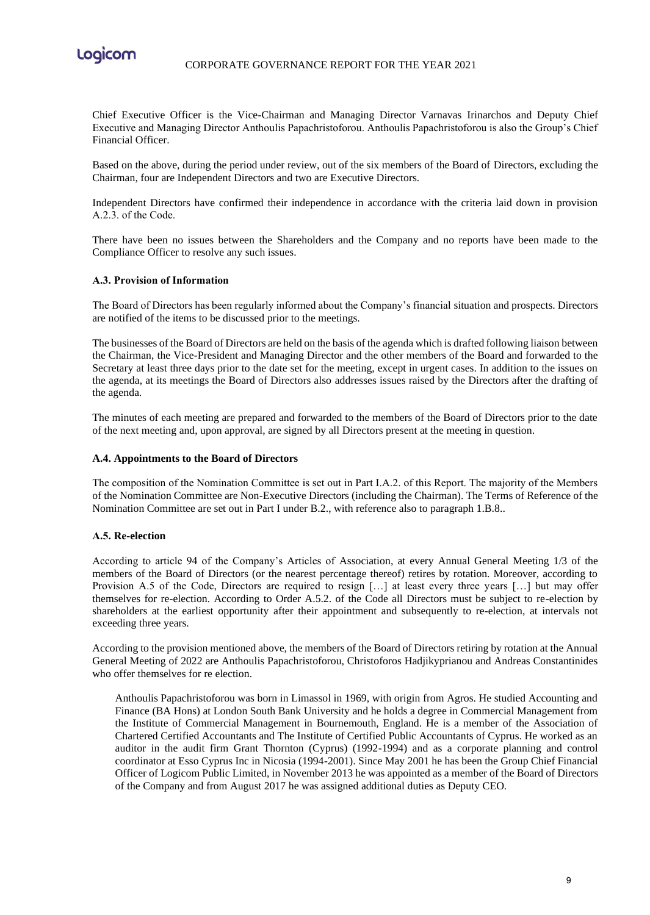Chief Executive Officer is the Vice-Chairman and Managing Director Varnavas Irinarchos and Deputy Chief Executive and Managing Director Anthoulis Papachristoforou. Anthoulis Papachristoforou is also the Group's Chief Financial Officer.

Based on the above, during the period under review, out of the six members of the Board of Directors, excluding the Chairman, four are Independent Directors and two are Executive Directors.

Independent Directors have confirmed their independence in accordance with the criteria laid down in provision A.2.3. of the Code.

There have been no issues between the Shareholders and the Company and no reports have been made to the Compliance Officer to resolve any such issues.

**A.3. Provision of Information**

The Board of Directors has been regularly informed about the Company's financial situation and prospects. Directors are notified of the items to be discussed prior to the meetings.

The businesses of the Board of Directors are held on the basis of the agenda which is drafted following liaison between the Chairman, the Vice-President and Managing Director and the other members of the Board and forwarded to the Secretary at least three days prior to the date set for the meeting, except in urgent cases. In addition to the issues on the agenda, at its meetings the Board of Directors also addresses issues raised by the Directors after the drafting of the agenda.

The minutes of each meeting are prepared and forwarded to the members of the Board of Directors prior to the date of the next meeting and, upon approval, are signed by all Directors present at the meeting in question.

**A.4. Appointments to the Board of Directors**

The composition of the Nomination Committee is set out in Part I.A.2. of this Report. The majority of the Members of the Nomination Committee are Non-Executive Directors (including the Chairman). The Terms of Reference of the Nomination Committee are set out in Part I under B.2., with reference also to paragraph 1.B.8..

**A.5. Re-election**

According to article 94 of the Company's Articles of Association, at every Annual General Meeting 1/3 of the members of the Board of Directors (or the nearest percentage thereof) retires by rotation. Moreover, according to Provision A.5 of the Code, Directors are required to resign […] at least every three years […] but may offer themselves for re-election. According to Order A.5.2. of the Code all Directors must be subject to re-election by shareholders at the earliest opportunity after their appointment and subsequently to re-election, at intervals not exceeding three years.

According to the provision mentioned above, the members of the Board of Directors retiring by rotation at the Annual General Meeting of 2022 are Anthoulis Papachristoforou, Christoforos Hadjikyprianou and Andreas Constantinides who offer themselves for re election.

> Anthoulis Papachristoforou was born in Limassol in 1969, with origin from Agros. He studied Accounting and Finance (BA Hons) at London South Bank University and he holds a degree in Commercial Management from the Institute of Commercial Management in Bournemouth, England. He is a member of the Association of Chartered Certified Accountants and The Institute of Certified Public Accountants of Cyprus. He worked as an auditor in the audit firm Grant Thornton (Cyprus) (1992-1994) and as a corporate planning and control coordinator at Esso Cyprus Inc in Nicosia (1994-2001). Since May 2001 he has been the Group Chief Financial Officer of Logicom Public Limited, in November 2013 he was appointed as a member of the Board of Directors of the Company and from August 2017 he was assigned additional duties as Deputy CEO.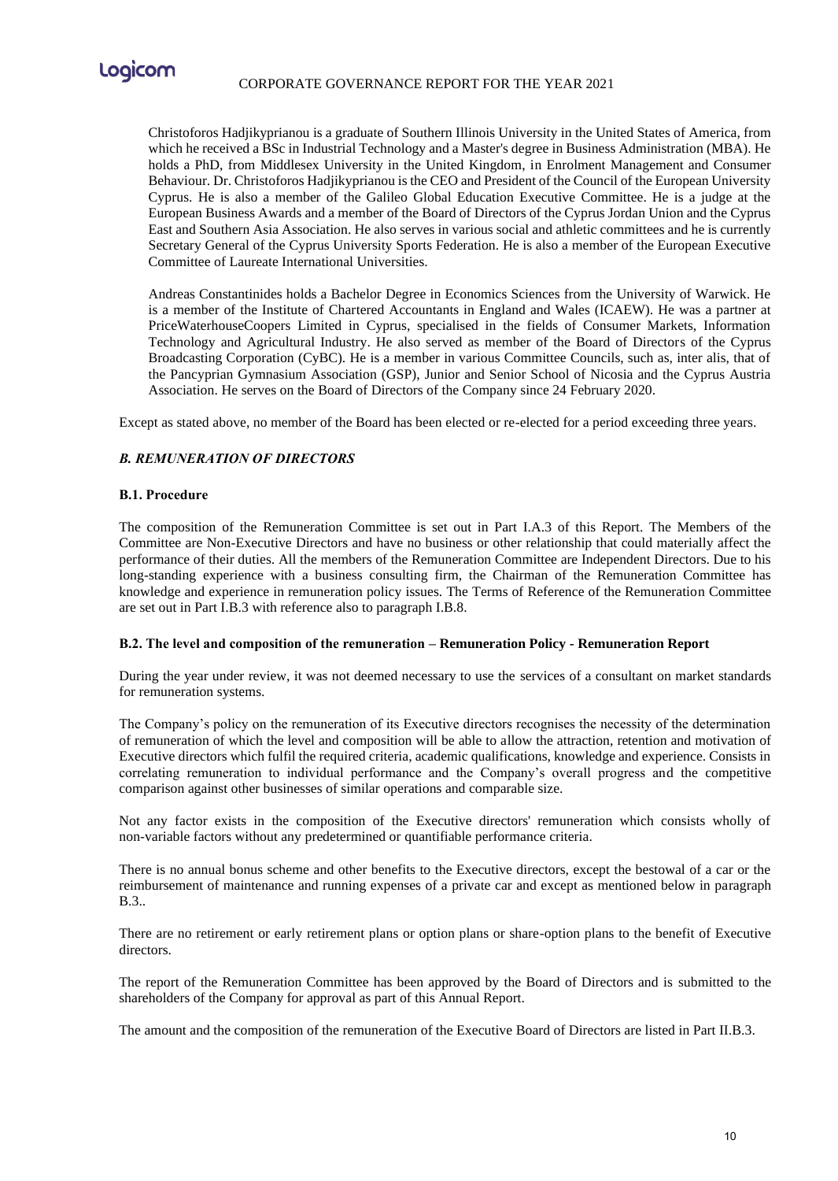Christoforos Hadjikyprianou is a graduate of Southern Illinois University in the United States of America, from which he received a BSc in Industrial Technology and a Master's degree in Business Administration (MBA). He holds a PhD, from Middlesex University in the United Kingdom, in Enrolment Management and Consumer Behaviour. Dr. Christoforos Hadjikyprianou is the CEO and President of the Council of the European University Cyprus. He is also a member of the Galileo Global Education Executive Committee. He is a judge at the European Business Awards and a member of the Board of Directors of the Cyprus Jordan Union and the Cyprus East and Southern Asia Association. He also serves in various social and athletic committees and he is currently Secretary General of the Cyprus University Sports Federation. He is also a member of the European Executive Committee of Laureate International Universities.

Andreas Constantinides holds a Bachelor Degree in Economics Sciences from the University of Warwick. He is a member of the Institute of Chartered Accountants in England and Wales (ICAEW). He was a partner at PriceWaterhouseCoopers Limited in Cyprus, specialised in the fields of Consumer Markets, Information Technology and Agricultural Industry. He also served as member of the Board of Directors of the Cyprus Broadcasting Corporation (CyBC). He is a member in various Committee Councils, such as, inter alis, that of the Pancyprian Gymnasium Association (GSP), Junior and Senior School of Nicosia and the Cyprus Austria Association. He serves on the Board of Directors of the Company since 24 February 2020.

Except as stated above, no member of the Board has been elected or re-elected for a period exceeding three years.

## *B. REMUNERATION OF DIRECTORS*

### B.1. Procedure

The composition of the Remuneration Committee is set out in Part I.A.3 of this Report. The Members of the Committee are Non-Executive Directors and have no business or other relationship that could materially affect the performance of their duties. All the members of the Remuneration Committee are Independent Directors. Due to his long-standing experience with a business consulting firm, the Chairman of the Remuneration Committee has knowledge and experience in remuneration policy issues. The Terms of Reference of the Remuneration Committee are set out in Part I.B.3 with reference also to paragraph I.B.8.

### B.2. The level and composition of the remuneration – Remuneration Policy - Remuneration Report

During the year under review, it was not deemed necessary to use the services of a consultant on market standards for remuneration systems.

The Company's policy on the remuneration of its Executive directors recognises the necessity of the determination of remuneration of which the level and composition will be able to allow the attraction, retention and motivation of Executive directors which fulfil the required criteria, academic qualifications, knowledge and experience. Consists in correlating remuneration to individual performance and the Company's overall progress and the competitive comparison against other businesses of similar operations and comparable size.

Not any factor exists in the composition of the Executive directors' remuneration which consists wholly of non-variable factors without any predetermined or quantifiable performance criteria.

There is no annual bonus scheme and other benefits to the Executive directors, except the bestowal of a car or the reimbursement of maintenance and running expenses of a private car and except as mentioned below in paragraph B.3..

There are no retirement or early retirement plans or option plans or share-option plans to the benefit of Executive directors.

The report of the Remuneration Committee has been approved by the Board of Directors and is submitted to the shareholders of the Company for approval as part of this Annual Report.

The amount and the composition of the remuneration of the Executive Board of Directors are listed in Part II.B.3.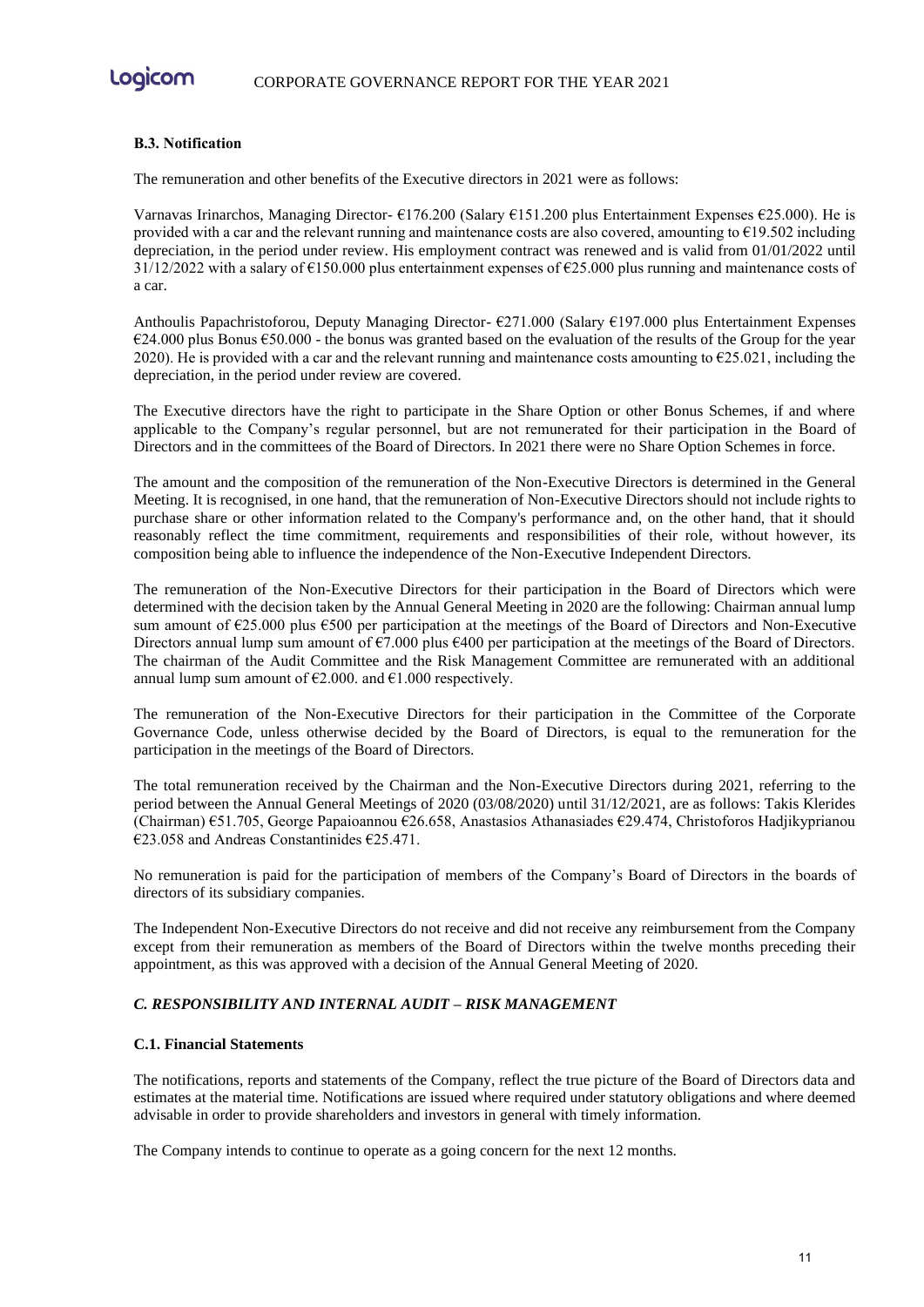### B.3. Notification

The remuneration and other benefits of the Executive directors in 2021 were as follows:

Varnavas Irinarchos, Managing Director- €176.200 (Salary €151.200 plus Entertainment Expenses €25.000). He is provided with a car and the relevant running and maintenance costs are also covered, amounting to €19.502 including depreciation, in the period under review. His employment contract was renewed and is valid from 01/01/2022 until 31/12/2022 with a salary of €150.000 plus entertainment expenses of €25.000 plus running and maintenance costs of a car.

Anthoulis Papachristoforou, Deputy Managing Director- €271.000 (Salary €197.000 plus Entertainment Expenses €24.000 plus Bonus €50.000 - the bonus was granted based on the evaluation of the results of the Group for the year 2020). He is provided with a car and the relevant running and maintenance costs amounting to €25.021, including the depreciation, in the period under review are covered.

The Executive directors have the right to participate in the Share Option or other Bonus Schemes, if and where applicable to the Company's regular personnel, but are not remunerated for their participation in the Board of Directors and in the committees of the Board of Directors. In 2021 there were no Share Option Schemes in force.

The amount and the composition of the remuneration of the Non-Executive Directors is determined in the General Meeting. It is recognised, in one hand, that the remuneration of Non-Executive Directors should not include rights to purchase share or other information related to the Company's performance and, on the other hand, that it should reasonably reflect the time commitment, requirements and responsibilities of their role, without however, its composition being able to influence the independence of the Non-Executive Independent Directors.

The remuneration of the Non-Executive Directors for their participation in the Board of Directors which were determined with the decision taken by the Annual General Meeting in 2020 are the following: Chairman annual lump sum amount of €25.000 plus €500 per participation at the meetings of the Board of Directors and Non-Executive Directors annual lump sum amount of €7.000 plus €400 per participation at the meetings of the Board of Directors. The chairman of the Audit Committee and the Risk Management Committee are remunerated with an additional annual lump sum amount of €2.000. and €1.000 respectively.

The remuneration of the Non-Executive Directors for their participation in the Committee of the Corporate Governance Code, unless otherwise decided by the Board of Directors, is equal to the remuneration for the participation in the meetings of the Board of Directors.

The total remuneration received by the Chairman and the Non-Executive Directors during 2021, referring to the period between the Annual General Meetings of 2020 (03/08/2020) until 31/12/2021, are as follows: Takis Klerides (Chairman) €51.705, George Papaioannou €26.658, Anastasios Athanasiades €29.474, Christoforos Hadjikyprianou €23.058 and Andreas Constantinides €25.471.

No remuneration is paid for the participation of members of the Company's Board of Directors in the boards of directors of its subsidiary companies.

The Independent Non-Executive Directors do not receive and did not receive any reimbursement from the Company except from their remuneration as members of the Board of Directors within the twelve months preceding their appointment, as this was approved with a decision of the Annual General Meeting of 2020.

## *C. RESPONSIBILITY AND INTERNAL AUDIT – RISK MANAGEMENT*

### C.1. Financial Statements

The notifications, reports and statements of the Company, reflect the true picture of the Board of Directors data and estimates at the material time. Notifications are issued where required under statutory obligations and where deemed advisable in order to provide shareholders and investors in general with timely information.

The Company intends to continue to operate as a going concern for the next 12 months.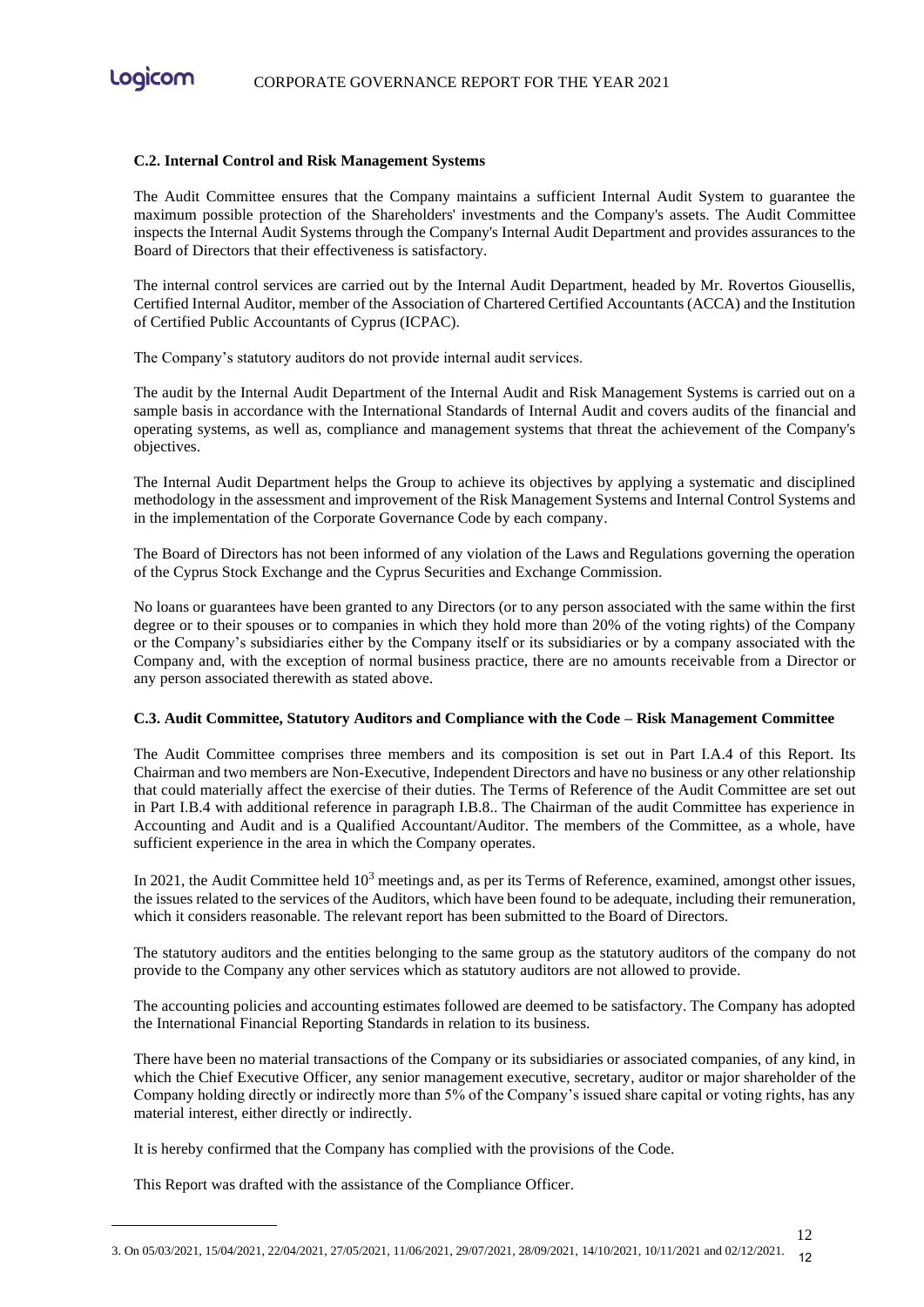### C.2. Internal Control and Risk Management Systems

The Audit Committee ensures that the Company maintains a sufficient Internal Audit System to guarantee the maximum possible protection of the Shareholders' investments and the Company's assets. The Audit Committee inspects the Internal Audit Systems through the Company's Internal Audit Department and provides assurances to the Board of Directors that their effectiveness is satisfactory.

The internal control services are carried out by the Internal Audit Department, headed by Mr. Rovertos Giousellis, Certified Internal Auditor, member of the Association of Chartered Certified Accountants (ACCA) and the Institution of Certified Public Accountants of Cyprus (ICPAC).

The Company's statutory auditors do not provide internal audit services.

The audit by the Internal Audit Department of the Internal Audit and Risk Management Systems is carried out on a sample basis in accordance with the International Standards of Internal Audit and covers audits of the financial and operating systems, as well as, compliance and management systems that threat the achievement of the Company's objectives.

The Internal Audit Department helps the Group to achieve its objectives by applying a systematic and disciplined methodology in the assessment and improvement of the Risk Management Systems and Internal Control Systems and in the implementation of the Corporate Governance Code by each company.

The Board of Directors has not been informed of any violation of the Laws and Regulations governing the operation of the Cyprus Stock Exchange and the Cyprus Securities and Exchange Commission.

No loans or guarantees have been granted to any Directors (or to any person associated with the same within the first degree or to their spouses or to companies in which they hold more than 20% of the voting rights) of the Company or the Company's subsidiaries either by the Company itself or its subsidiaries or by a company associated with the Company and, with the exception of normal business practice, there are no amounts receivable from a Director or any person associated therewith as stated above.

### C.3. Audit Committee, Statutory Auditors and Compliance with the Code – Risk Management Committee

The Audit Committee comprises three members and its composition is set out in Part I.A.4 of this Report. Its Chairman and two members are Non-Executive, Independent Directors and have no business or any other relationship that could materially affect the exercise of their duties. The Terms of Reference of the Audit Committee are set out in Part I.B.4 with additional reference in paragraph I.B.8.. The Chairman of the audit Committee has experience in Accounting and Audit and is a Qualified Accountant/Auditor. The members of the Committee, as a whole, have sufficient experience in the area in which the Company operates.

In 2021, the Audit Committee held 10[3] meetings and, as per its Terms of Reference, examined, amongst other issues, the issues related to the services of the Auditors, which have been found to be adequate, including their remuneration, which it considers reasonable. The relevant report has been submitted to the Board of Directors.

The statutory auditors and the entities belonging to the same group as the statutory auditors of the company do not provide to the Company any other services which as statutory auditors are not allowed to provide.

The accounting policies and accounting estimates followed are deemed to be satisfactory. The Company has adopted the International Financial Reporting Standards in relation to its business.

There have been no material transactions of the Company or its subsidiaries or associated companies, of any kind, in which the Chief Executive Officer, any senior management executive, secretary, auditor or major shareholder of the Company holding directly or indirectly more than 5% of the Company's issued share capital or voting rights, has any material interest, either directly or indirectly.

It is hereby confirmed that the Company has complied with the provisions of the Code.

This Report was drafted with the assistance of the Compliance Officer.

---

3. On 05/03/2021, 15/04/2021, 22/04/2021, 27/05/2021, 11/06/2021, 29/07/2021, 28/09/2021, 14/10/2021, 10/11/2021 and 02/12/2021.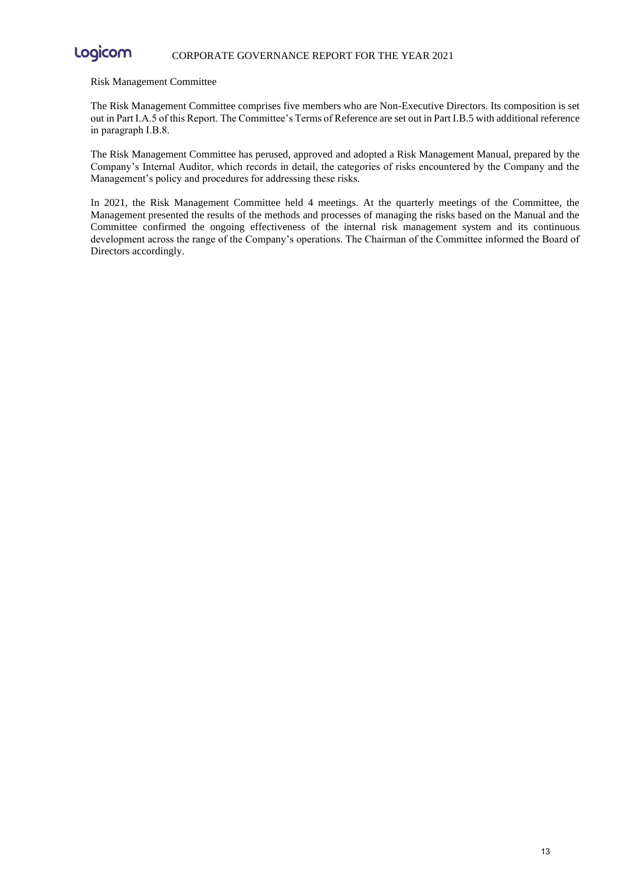Risk Management Committee

The Risk Management Committee comprises five members who are Non-Executive Directors. Its composition is set out in Part I.A.5 of this Report. The Committee's Terms of Reference are set out in Part I.B.5 with additional reference in paragraph I.B.8.

The Risk Management Committee has perused, approved and adopted a Risk Management Manual, prepared by the Company's Internal Auditor, which records in detail, the categories of risks encountered by the Company and the Management's policy and procedures for addressing these risks.

In 2021, the Risk Management Committee held 4 meetings. At the quarterly meetings of the Committee, the Management presented the results of the methods and processes of managing the risks based on the Manual and the Committee confirmed the ongoing effectiveness of the internal risk management system and its continuous development across the range of the Company's operations. The Chairman of the Committee informed the Board of Directors accordingly.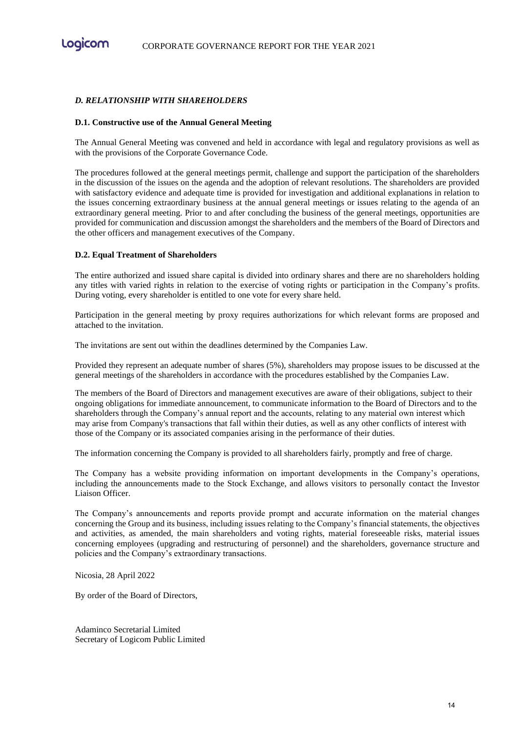## *D. RELATIONSHIP WITH SHAREHOLDERS*

### D.1. Constructive use of the Annual General Meeting

The Annual General Meeting was convened and held in accordance with legal and regulatory provisions as well as with the provisions of the Corporate Governance Code.

The procedures followed at the general meetings permit, challenge and support the participation of the shareholders in the discussion of the issues on the agenda and the adoption of relevant resolutions. The shareholders are provided with satisfactory evidence and adequate time is provided for investigation and additional explanations in relation to the issues concerning extraordinary business at the annual general meetings or issues relating to the agenda of an extraordinary general meeting. Prior to and after concluding the business of the general meetings, opportunities are provided for communication and discussion amongst the shareholders and the members of the Board of Directors and the other officers and management executives of the Company.

### D.2. Equal Treatment of Shareholders

The entire authorized and issued share capital is divided into ordinary shares and there are no shareholders holding any titles with varied rights in relation to the exercise of voting rights or participation in the Company's profits. During voting, every shareholder is entitled to one vote for every share held.

Participation in the general meeting by proxy requires authorizations for which relevant forms are proposed and attached to the invitation.

The invitations are sent out within the deadlines determined by the Companies Law.

Provided they represent an adequate number of shares (5%), shareholders may propose issues to be discussed at the general meetings of the shareholders in accordance with the procedures established by the Companies Law.

The members of the Board of Directors and management executives are aware of their obligations, subject to their ongoing obligations for immediate announcement, to communicate information to the Board of Directors and to the shareholders through the Company's annual report and the accounts, relating to any material own interest which may arise from Company's transactions that fall within their duties, as well as any other conflicts of interest with those of the Company or its associated companies arising in the performance of their duties.

The information concerning the Company is provided to all shareholders fairly, promptly and free of charge.

The Company has a website providing information on important developments in the Company's operations, including the announcements made to the Stock Exchange, and allows visitors to personally contact the Investor Liaison Officer.

The Company's announcements and reports provide prompt and accurate information on the material changes concerning the Group and its business, including issues relating to the Company's financial statements, the objectives and activities, as amended, the main shareholders and voting rights, material foreseeable risks, material issues concerning employees (upgrading and restructuring of personnel) and the shareholders, governance structure and policies and the Company's extraordinary transactions.

Nicosia, 28 April 2022

By order of the Board of Directors,

Adaminco Secretarial Limited
Secretary of Logicom Public Limited